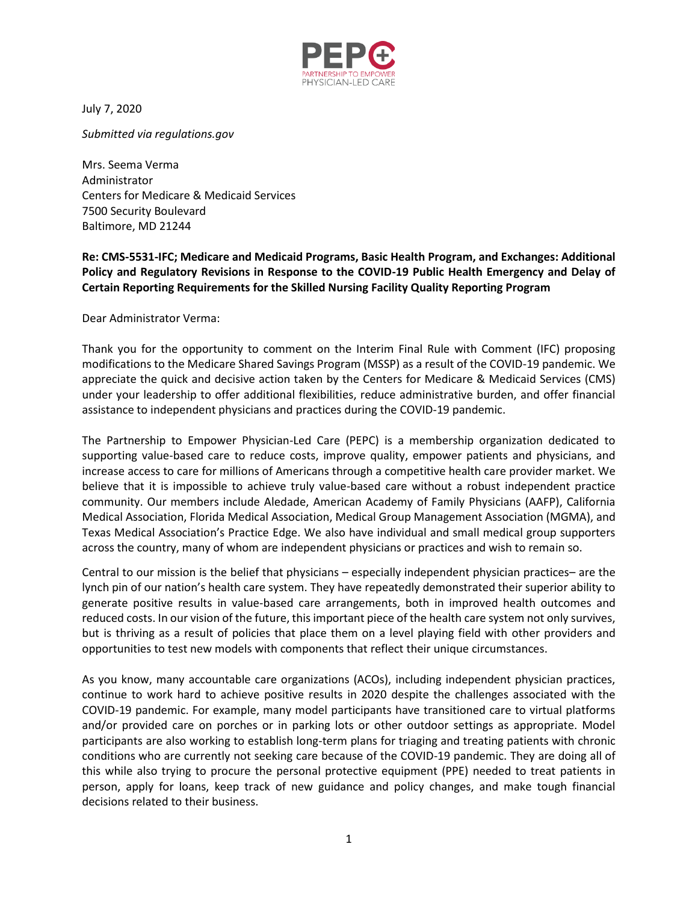PEPC
PARTNERSHIP TO EMPOWER PHYSICIAN-LED CARE

July 7, 2020

*Submitted via regulations.gov*

Mrs. Seema Verma
Administrator
Centers for Medicare & Medicaid Services
7500 Security Boulevard
Baltimore, MD 21244

**Re: CMS-5531-IFC; Medicare and Medicaid Programs, Basic Health Program, and Exchanges: Additional Policy and Regulatory Revisions in Response to the COVID-19 Public Health Emergency and Delay of Certain Reporting Requirements for the Skilled Nursing Facility Quality Reporting Program**

Dear Administrator Verma:

Thank you for the opportunity to comment on the Interim Final Rule with Comment (IFC) proposing modifications to the Medicare Shared Savings Program (MSSP) as a result of the COVID-19 pandemic. We appreciate the quick and decisive action taken by the Centers for Medicare & Medicaid Services (CMS) under your leadership to offer additional flexibilities, reduce administrative burden, and offer financial assistance to independent physicians and practices during the COVID-19 pandemic.

The Partnership to Empower Physician-Led Care (PEPC) is a membership organization dedicated to supporting value-based care to reduce costs, improve quality, empower patients and physicians, and increase access to care for millions of Americans through a competitive health care provider market. We believe that it is impossible to achieve truly value-based care without a robust independent practice community. Our members include Aledade, American Academy of Family Physicians (AAFP), California Medical Association, Florida Medical Association, Medical Group Management Association (MGMA), and Texas Medical Association's Practice Edge. We also have individual and small medical group supporters across the country, many of whom are independent physicians or practices and wish to remain so.

Central to our mission is the belief that physicians – especially independent physician practices– are the lynch pin of our nation's health care system. They have repeatedly demonstrated their superior ability to generate positive results in value-based care arrangements, both in improved health outcomes and reduced costs. In our vision of the future, this important piece of the health care system not only survives, but is thriving as a result of policies that place them on a level playing field with other providers and opportunities to test new models with components that reflect their unique circumstances.

As you know, many accountable care organizations (ACOs), including independent physician practices, continue to work hard to achieve positive results in 2020 despite the challenges associated with the COVID-19 pandemic. For example, many model participants have transitioned care to virtual platforms and/or provided care on porches or in parking lots or other outdoor settings as appropriate. Model participants are also working to establish long-term plans for triaging and treating patients with chronic conditions who are currently not seeking care because of the COVID-19 pandemic. They are doing all of this while also trying to procure the personal protective equipment (PPE) needed to treat patients in person, apply for loans, keep track of new guidance and policy changes, and make tough financial decisions related to their business.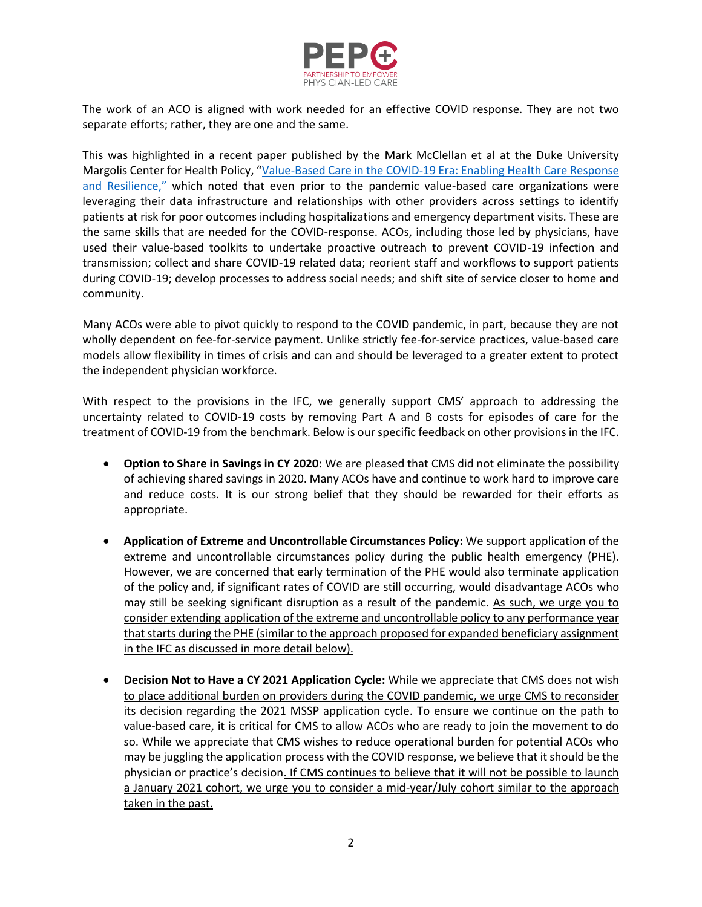The work of an ACO is aligned with work needed for an effective COVID response. They are not two separate efforts; rather, they are one and the same.

This was highlighted in a recent paper published by the Mark McClellan et al at the Duke University Margolis Center for Health Policy, "Value-Based Care in the COVID-19 Era: Enabling Health Care Response and Resilience," which noted that even prior to the pandemic value-based care organizations were leveraging their data infrastructure and relationships with other providers across settings to identify patients at risk for poor outcomes including hospitalizations and emergency department visits. These are the same skills that are needed for the COVID-response. ACOs, including those led by physicians, have used their value-based toolkits to undertake proactive outreach to prevent COVID-19 infection and transmission; collect and share COVID-19 related data; reorient staff and workflows to support patients during COVID-19; develop processes to address social needs; and shift site of service closer to home and community.

Many ACOs were able to pivot quickly to respond to the COVID pandemic, in part, because they are not wholly dependent on fee-for-service payment. Unlike strictly fee-for-service practices, value-based care models allow flexibility in times of crisis and can and should be leveraged to a greater extent to protect the independent physician workforce.

With respect to the provisions in the IFC, we generally support CMS' approach to addressing the uncertainty related to COVID-19 costs by removing Part A and B costs for episodes of care for the treatment of COVID-19 from the benchmark. Below is our specific feedback on other provisions in the IFC.

- **Option to Share in Savings in CY 2020:** We are pleased that CMS did not eliminate the possibility of achieving shared savings in 2020. Many ACOs have and continue to work hard to improve care and reduce costs. It is our strong belief that they should be rewarded for their efforts as appropriate.

- **Application of Extreme and Uncontrollable Circumstances Policy:** We support application of the extreme and uncontrollable circumstances policy during the public health emergency (PHE). However, we are concerned that early termination of the PHE would also terminate application of the policy and, if significant rates of COVID are still occurring, would disadvantage ACOs who may still be seeking significant disruption as a result of the pandemic. <u>As such, we urge you to consider extending application of the extreme and uncontrollable policy to any performance year that starts during the PHE (similar to the approach proposed for expanded beneficiary assignment in the IFC as discussed in more detail below).</u>

- **Decision Not to Have a CY 2021 Application Cycle:** <u>While we appreciate that CMS does not wish to place additional burden on providers during the COVID pandemic, we urge CMS to reconsider its decision regarding the 2021 MSSP application cycle.</u> To ensure we continue on the path to value-based care, it is critical for CMS to allow ACOs who are ready to join the movement to do so. While we appreciate that CMS wishes to reduce operational burden for potential ACOs who may be juggling the application process with the COVID response, we believe that it should be the physician or practice's decision<u>. If CMS continues to believe that it will not be possible to launch a January 2021 cohort, we urge you to consider a mid-year/July cohort similar to the approach taken in the past.</u>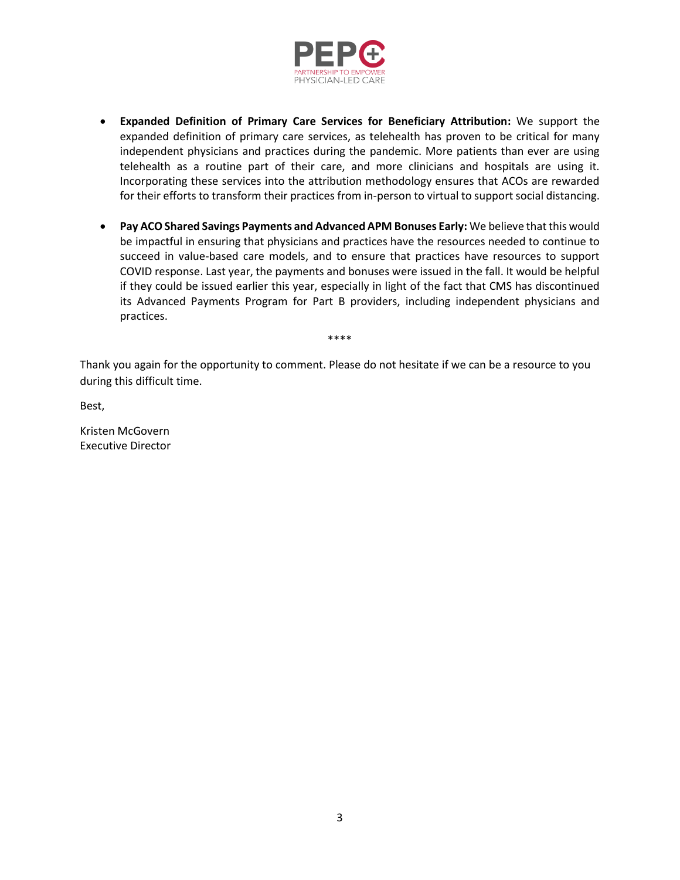- **Expanded Definition of Primary Care Services for Beneficiary Attribution:** We support the expanded definition of primary care services, as telehealth has proven to be critical for many independent physicians and practices during the pandemic. More patients than ever are using telehealth as a routine part of their care, and more clinicians and hospitals are using it. Incorporating these services into the attribution methodology ensures that ACOs are rewarded for their efforts to transform their practices from in-person to virtual to support social distancing.

- **Pay ACO Shared Savings Payments and Advanced APM Bonuses Early:** We believe that this would be impactful in ensuring that physicians and practices have the resources needed to continue to succeed in value-based care models, and to ensure that practices have resources to support COVID response. Last year, the payments and bonuses were issued in the fall. It would be helpful if they could be issued earlier this year, especially in light of the fact that CMS has discontinued its Advanced Payments Program for Part B providers, including independent physicians and practices.

****

Thank you again for the opportunity to comment. Please do not hesitate if we can be a resource to you during this difficult time.

Best,

Kristen McGovern
Executive Director